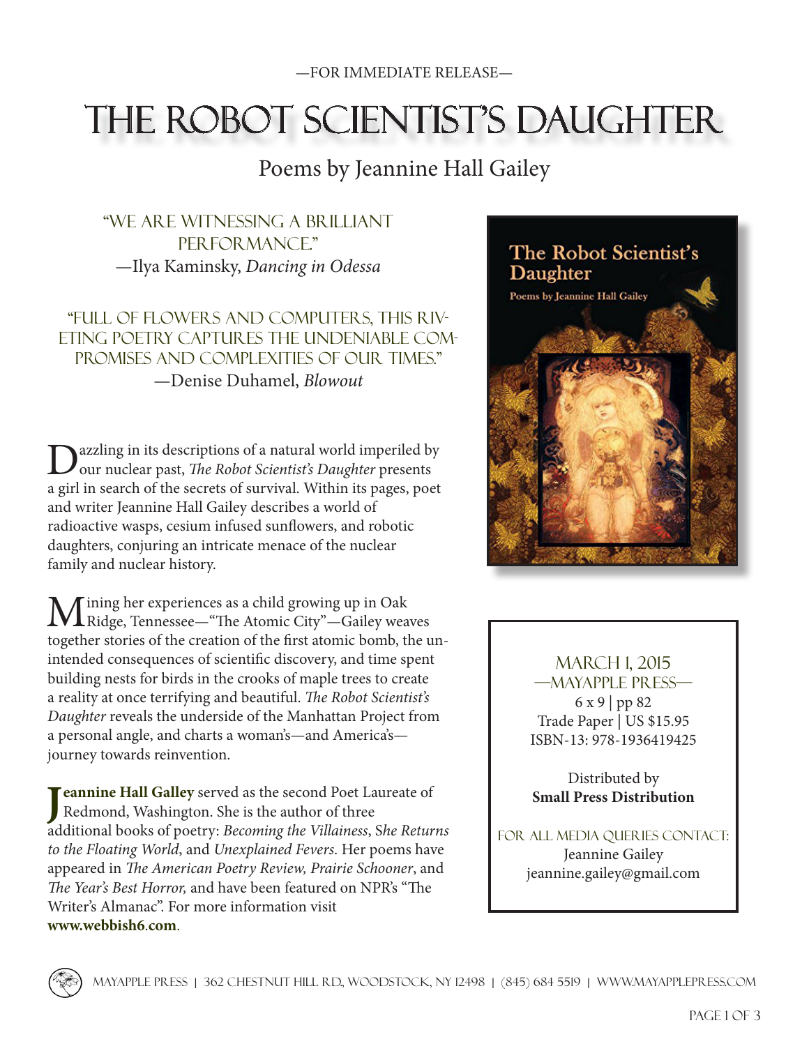—FOR IMMEDIATE RELEASE—

# THE ROBOT SCIENTIST'S DAUGHTER

## Poems by Jeannine Hall Gailey

"WE ARE WITNESSING A BRILLIANT PERFORMANCE."
—Ilya Kaminsky, *Dancing in Odessa*

"FULL OF FLOWERS AND COMPUTERS, THIS RIVETING POETRY CAPTURES THE UNDENIABLE COMPROMISES AND COMPLEXITIES OF OUR TIMES."
—Denise Duhamel, *Blowout*

Dazzling in its descriptions of a natural world imperiled by our nuclear past, *The Robot Scientist's Daughter* presents a girl in search of the secrets of survival. Within its pages, poet and writer Jeannine Hall Gailey describes a world of radioactive wasps, cesium infused sunflowers, and robotic daughters, conjuring an intricate menace of the nuclear family and nuclear history.

Mining her experiences as a child growing up in Oak Ridge, Tennessee—"The Atomic City"—Gailey weaves together stories of the creation of the first atomic bomb, the unintended consequences of scientific discovery, and time spent building nests for birds in the crooks of maple trees to create a reality at once terrifying and beautiful. *The Robot Scientist's Daughter* reveals the underside of the Manhattan Project from a personal angle, and charts a woman's—and America's—journey towards reinvention.

**Jeannine Hall Galley** served as the second Poet Laureate of Redmond, Washington. She is the author of three additional books of poetry: *Becoming the Villainess*, *She Returns to the Floating World*, and *Unexplained Fevers*. Her poems have appeared in *The American Poetry Review, Prairie Schooner*, and *The Year's Best Horror,* and have been featured on NPR's "The Writer's Almanac". For more information visit **www.webbish6.com**.

MARCH 1, 2015
—MAYAPPLE PRESS—
6 x 9 | pp 82
Trade Paper | US $15.95
ISBN-13: 978-1936419425

Distributed by
**Small Press Distribution**

FOR ALL MEDIA QUERIES CONTACT:
Jeannine Gailey
jeannine.gailey@gmail.com

MAYAPPLE PRESS | 362 CHESTNUT HILL RD, WOODSTOCK, NY 12498 | (845) 684 5519 | WWW.MAYAPPLEPRESS.COM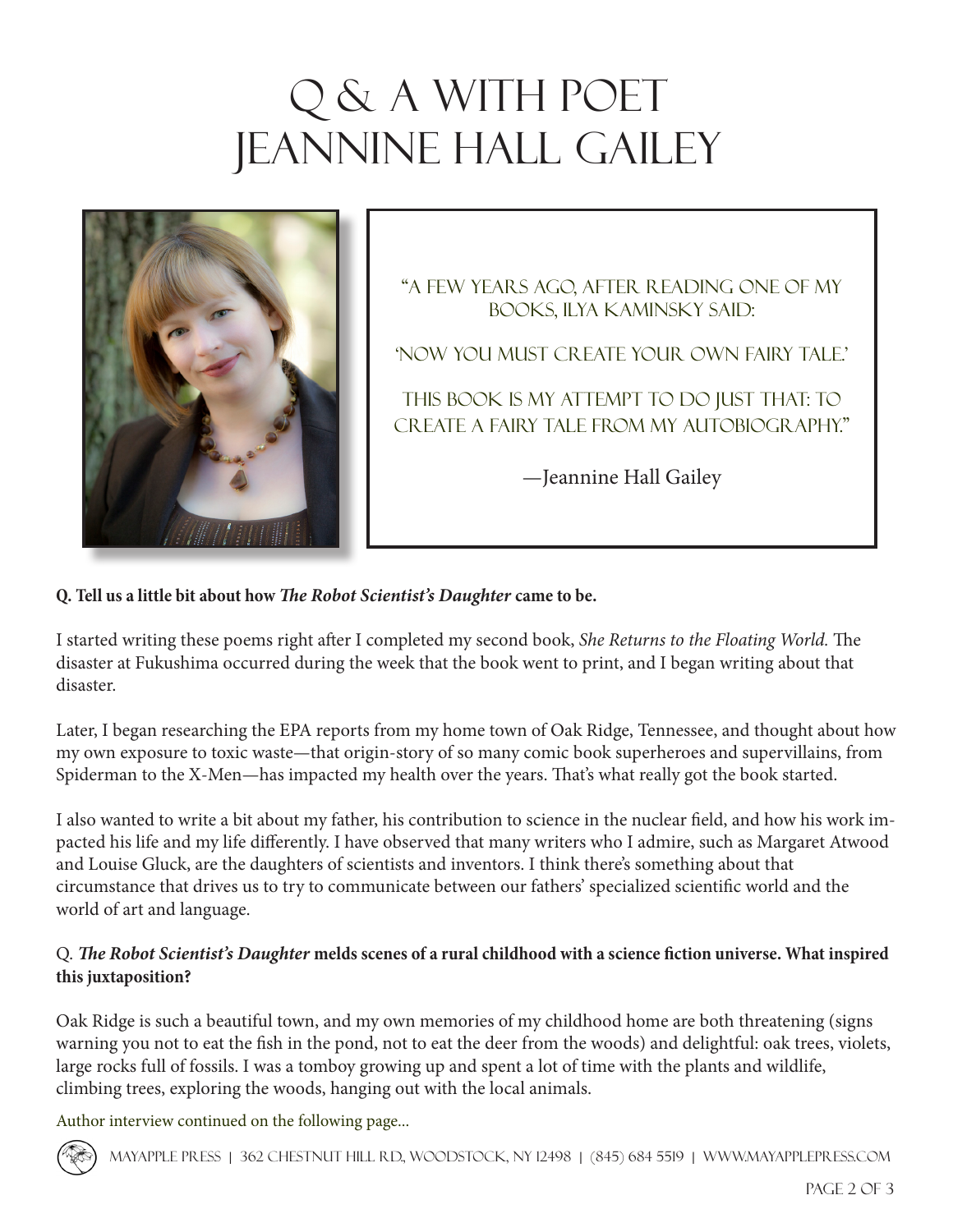# Q & A with Poet Jeannine Hall Gailey

> "A few years ago, after reading one of my books, Ilya Kaminsky said:
>
> 'Now you must create your own fairy tale.'
>
> This book is my attempt to do just that: to create a fairy tale from my autobiography."
>
> —Jeannine Hall Gailey

**Q. Tell us a little bit about how *The Robot Scientist's Daughter* came to be.**

I started writing these poems right after I completed my second book, *She Returns to the Floating World.* The disaster at Fukushima occurred during the week that the book went to print, and I began writing about that disaster.

Later, I began researching the EPA reports from my home town of Oak Ridge, Tennessee, and thought about how my own exposure to toxic waste—that origin-story of so many comic book superheroes and supervillains, from Spiderman to the X-Men—has impacted my health over the years. That's what really got the book started.

I also wanted to write a bit about my father, his contribution to science in the nuclear field, and how his work impacted his life and my life differently. I have observed that many writers who I admire, such as Margaret Atwood and Louise Gluck, are the daughters of scientists and inventors. I think there's something about that circumstance that drives us to try to communicate between our fathers' specialized scientific world and the world of art and language.

Q. ***The Robot Scientist's Daughter* melds scenes of a rural childhood with a science fiction universe. What inspired this juxtaposition?**

Oak Ridge is such a beautiful town, and my own memories of my childhood home are both threatening (signs warning you not to eat the fish in the pond, not to eat the deer from the woods) and delightful: oak trees, violets, large rocks full of fossils. I was a tomboy growing up and spent a lot of time with the plants and wildlife, climbing trees, exploring the woods, hanging out with the local animals.

Author interview continued on the following page...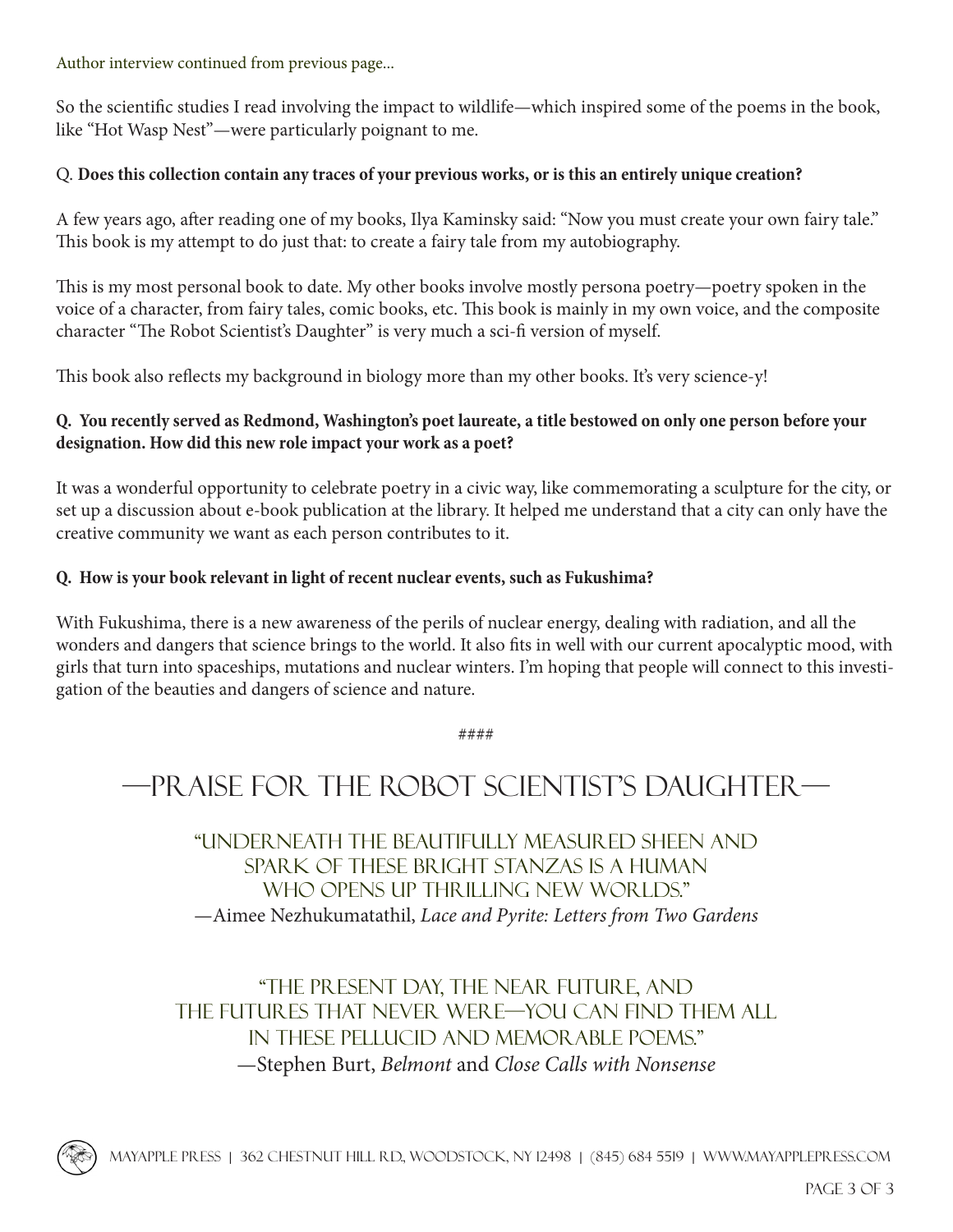Author interview continued from previous page...

So the scientific studies I read involving the impact to wildlife—which inspired some of the poems in the book, like "Hot Wasp Nest"—were particularly poignant to me.

Q. **Does this collection contain any traces of your previous works, or is this an entirely unique creation?**

A few years ago, after reading one of my books, Ilya Kaminsky said: "Now you must create your own fairy tale." This book is my attempt to do just that: to create a fairy tale from my autobiography.

This is my most personal book to date. My other books involve mostly persona poetry—poetry spoken in the voice of a character, from fairy tales, comic books, etc. This book is mainly in my own voice, and the composite character "The Robot Scientist's Daughter" is very much a sci-fi version of myself.

This book also reflects my background in biology more than my other books. It's very science-y!

**Q. You recently served as Redmond, Washington's poet laureate, a title bestowed on only one person before your designation. How did this new role impact your work as a poet?**

It was a wonderful opportunity to celebrate poetry in a civic way, like commemorating a sculpture for the city, or set up a discussion about e-book publication at the library. It helped me understand that a city can only have the creative community we want as each person contributes to it.

**Q. How is your book relevant in light of recent nuclear events, such as Fukushima?**

With Fukushima, there is a new awareness of the perils of nuclear energy, dealing with radiation, and all the wonders and dangers that science brings to the world. It also fits in well with our current apocalyptic mood, with girls that turn into spaceships, mutations and nuclear winters. I'm hoping that people will connect to this investigation of the beauties and dangers of science and nature.

####

## —PRAISE FOR THE ROBOT SCIENTIST'S DAUGHTER—

"UNDERNEATH THE BEAUTIFULLY MEASURED SHEEN AND SPARK OF THESE BRIGHT STANZAS IS A HUMAN WHO OPENS UP THRILLING NEW WORLDS."
—Aimee Nezhukumatathil, *Lace and Pyrite: Letters from Two Gardens*

"THE PRESENT DAY, THE NEAR FUTURE, AND THE FUTURES THAT NEVER WERE—YOU CAN FIND THEM ALL IN THESE PELLUCID AND MEMORABLE POEMS."
—Stephen Burt, *Belmont* and *Close Calls with Nonsense*

MAYAPPLE PRESS | 362 CHESTNUT HILL RD., WOODSTOCK, NY 12498 | (845) 684 5519 | WWW.MAYAPPLEPRESS.COM